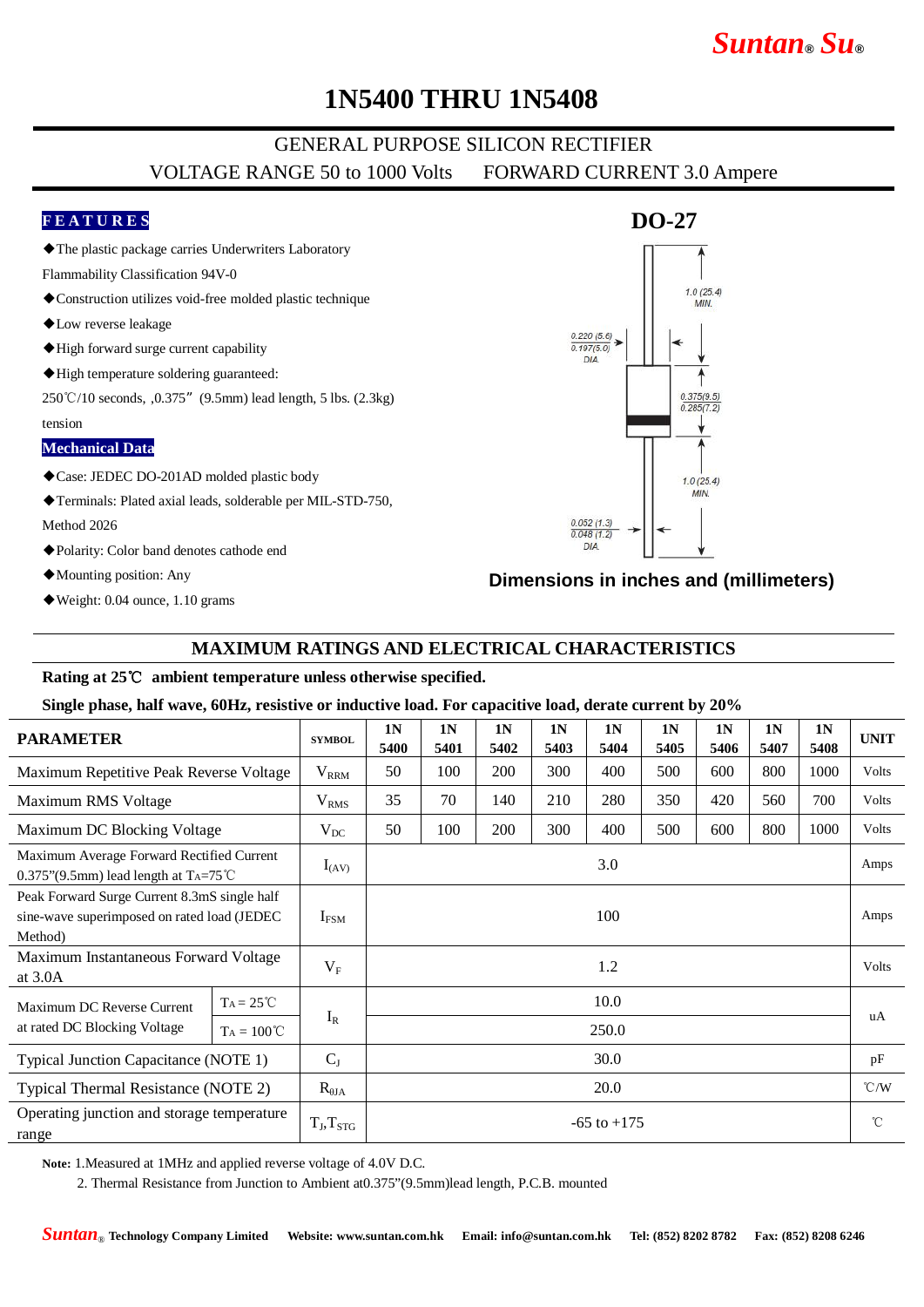Suntan® Su®

# 1N5400 THRU 1N5408

## GENERAL PURPOSE SILICON RECTIFIER

VOLTAGE RANGE 50 to 1000 Volts FORWARD CURRENT 3.0 Ampere

### FEATURES

- ◆The plastic package carries Underwriters Laboratory Flammability Classification 94V-0
- ◆Construction utilizes void-free molded plastic technique
- ◆Low reverse leakage
- ◆High forward surge current capability
- ◆High temperature soldering guaranteed: 250℃/10 seconds, ,0.375" (9.5mm) lead length, 5 lbs. (2.3kg) tension

### Mechanical Data

- ◆Case: JEDEC DO-201AD molded plastic body
- ◆Terminals: Plated axial leads, solderable per MIL-STD-750, Method 2026
- ◆Polarity: Color band denotes cathode end
- ◆Mounting position: Any
- ◆Weight: 0.04 ounce, 1.10 grams

**DO-27**

1.0 (25.4) MIN.

0.220 (5.6) / 0.197(5.0) DIA.

0.375(9.5) / 0.285(7.2)

1.0 (25.4) MIN.

0.052 (1.3) / 0.048 (1.2) DIA.

**Dimensions in inches and (millimeters)**

## MAXIMUM RATINGS AND ELECTRICAL CHARACTERISTICS

**Rating at 25℃ ambient temperature unless otherwise specified.**

**Single phase, half wave, 60Hz, resistive or inductive load. For capacitive load, derate current by 20%**

| PARAMETER | | SYMBOL | 1N 5400 | 1N 5401 | 1N 5402 | 1N 5403 | 1N 5404 | 1N 5405 | 1N 5406 | 1N 5407 | 1N 5408 | UNIT |
|---|---|---|---|---|---|---|---|---|---|---|---|---|
| Maximum Repetitive Peak Reverse Voltage | | $V_{RRM}$ | 50 | 100 | 200 | 300 | 400 | 500 | 600 | 800 | 1000 | Volts |
| Maximum RMS Voltage | | $V_{RMS}$ | 35 | 70 | 140 | 210 | 280 | 350 | 420 | 560 | 700 | Volts |
| Maximum DC Blocking Voltage | | $V_{DC}$ | 50 | 100 | 200 | 300 | 400 | 500 | 600 | 800 | 1000 | Volts |
| Maximum Average Forward Rectified Current 0.375"(9.5mm) lead length at $T_A$=75℃ | | $I_{(AV)}$ | 3.0 | | | | | | | | | Amps |
| Peak Forward Surge Current 8.3mS single half sine-wave superimposed on rated load (JEDEC Method) | | $I_{FSM}$ | 100 | | | | | | | | | Amps |
| Maximum Instantaneous Forward Voltage at 3.0A | | $V_F$ | 1.2 | | | | | | | | | Volts |
| Maximum DC Reverse Current at rated DC Blocking Voltage | $T_A$ = 25℃ | $I_R$ | 10.0 | | | | | | | | | uA |
| | $T_A$ = 100℃ | | 250.0 | | | | | | | | | |
| Typical Junction Capacitance (NOTE 1) | | $C_J$ | 30.0 | | | | | | | | | pF |
| Typical Thermal Resistance (NOTE 2) | | $R_{\theta JA}$ | 20.0 | | | | | | | | | ℃/W |
| Operating junction and storage temperature range | | $T_J$,$T_{STG}$ | -65 to +175 | | | | | | | | | ℃ |

**Note:** 1.Measured at 1MHz and applied reverse voltage of 4.0V D.C.

2. Thermal Resistance from Junction to Ambient at0.375"(9.5mm)lead length, P.C.B. mounted

Suntan® Technology Company Limited Website: www.suntan.com.hk Email: info@suntan.com.hk Tel: (852) 8202 8782 Fax: (852) 8208 6246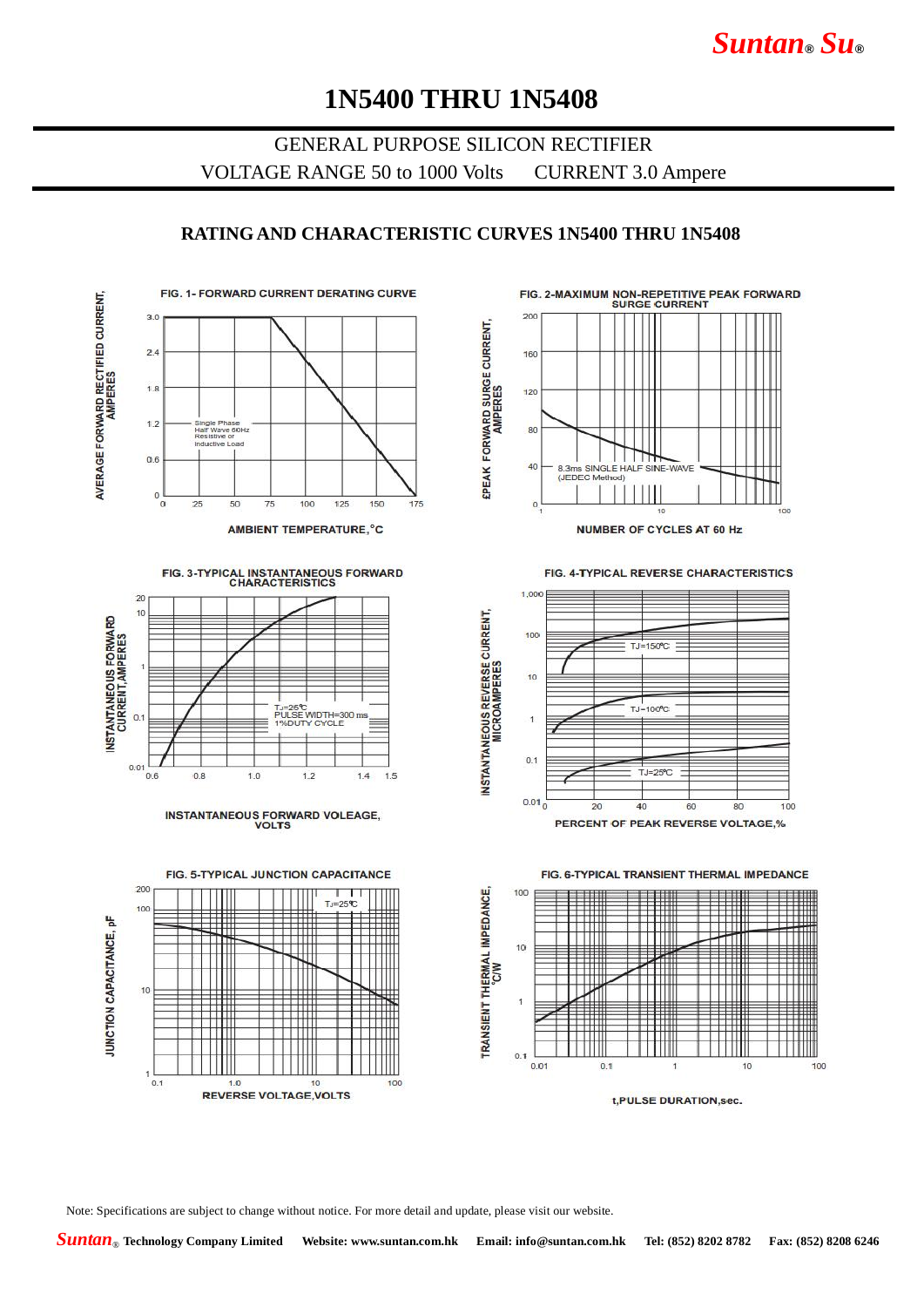# 1N5400 THRU 1N5408

GENERAL PURPOSE SILICON RECTIFIER

VOLTAGE RANGE 50 to 1000 Volts CURRENT 3.0 Ampere

## RATING AND CHARACTERISTIC CURVES 1N5400 THRU 1N5408

FIG. 1- FORWARD CURRENT DERATING CURVE

AVERAGE FORWARD RECTIFIED CURRENT, AMPERES

3.0
2.4
1.8
1.2
0.6
0

Single Phase
Half Wave 60Hz
Resistive or
Inductive Load

0 25 50 75 100 125 150 175

AMBIENT TEMPERATURE,°C

FIG. 2-MAXIMUM NON-REPETITIVE PEAK FORWARD SURGE CURRENT

PEAK FORWARD SURGE CURRENT, AMPERES

200
160
120
80
40
0

8.3ms SINGLE HALF SINE-WAVE
(JEDEC Method)

1 10 100

NUMBER OF CYCLES AT 60 Hz

FIG. 3-TYPICAL INSTANTANEOUS FORWARD CHARACTERISTICS

INSTANTANEOUS FORWARD CURRENT,AMPERES

20
10
1
0.1
0.01

TJ=25°C
PULSE WIDTH=300 ms
1%DUTY CYCLE

0.6 0.8 1.0 1.2 1.4 1.5

INSTANTANEOUS FORWARD VOLEAGE, VOLTS

FIG. 4-TYPICAL REVERSE CHARACTERISTICS

INSTANTANEOUS REVERSE CURRENT, MICROAMPERES

1,000
100
10
1
0.1
0.01

TJ=150°C
TJ=100°C
TJ=25°C

0 20 40 60 80 100

PERCENT OF PEAK REVERSE VOLTAGE,%

FIG. 5-TYPICAL JUNCTION CAPACITANCE

JUNCTION CAPACITANCE, pF

200
100
10
1

TJ=25°C

0.1 1.0 10 100

REVERSE VOLTAGE,VOLTS

FIG. 6-TYPICAL TRANSIENT THERMAL IMPEDANCE

TRANSIENT THERMAL IMPEDANCE, °C/W

100
10
1
0.1

0.01 0.1 1 10 100

t,PULSE DURATION,sec.

Note: Specifications are subject to change without notice. For more detail and update, please visit our website.